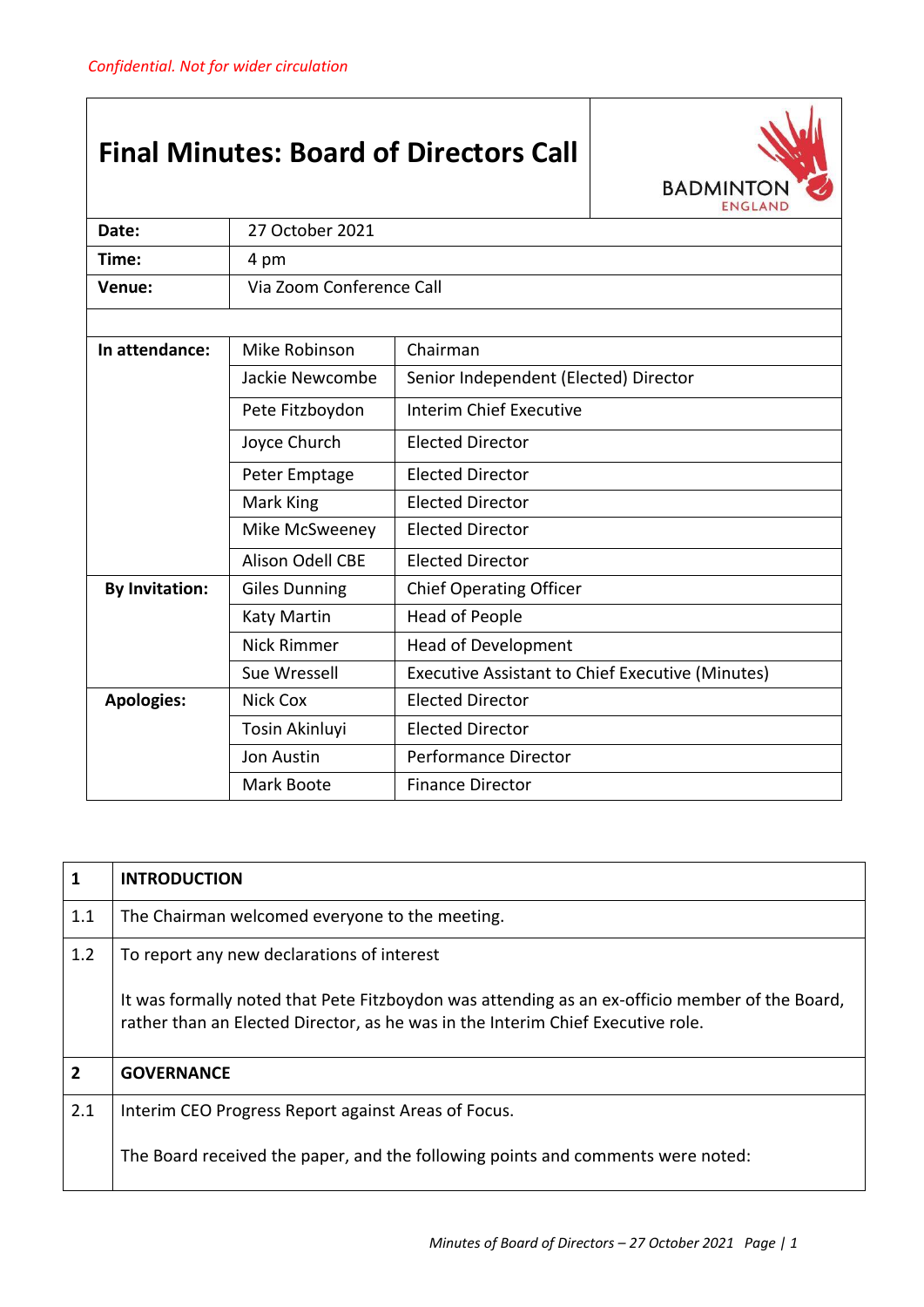*Confidential. Not for wider circulation*

# Final Minutes: Board of Directors Call

BADMINTON ENGLAND

| | |
|---|---|
| **Date:** | 27 October 2021 |
| **Time:** | 4 pm |
| **Venue:** | Via Zoom Conference Call |

| | | |
|---|---|---|
| **In attendance:** | Mike Robinson | Chairman |
| | Jackie Newcombe | Senior Independent (Elected) Director |
| | Pete Fitzboydon | Interim Chief Executive |
| | Joyce Church | Elected Director |
| | Peter Emptage | Elected Director |
| | Mark King | Elected Director |
| | Mike McSweeney | Elected Director |
| | Alison Odell CBE | Elected Director |
| **By Invitation:** | Giles Dunning | Chief Operating Officer |
| | Katy Martin | Head of People |
| | Nick Rimmer | Head of Development |
| | Sue Wressell | Executive Assistant to Chief Executive (Minutes) |
| **Apologies:** | Nick Cox | Elected Director |
| | Tosin Akinluyi | Elected Director |
| | Jon Austin | Performance Director |
| | Mark Boote | Finance Director |

| | |
|---|---|
| **1** | **INTRODUCTION** |
| 1.1 | The Chairman welcomed everyone to the meeting. |
| 1.2 | To report any new declarations of interest<br><br>It was formally noted that Pete Fitzboydon was attending as an ex-officio member of the Board, rather than an Elected Director, as he was in the Interim Chief Executive role. |
| **2** | **GOVERNANCE** |
| 2.1 | Interim CEO Progress Report against Areas of Focus.<br><br>The Board received the paper, and the following points and comments were noted: |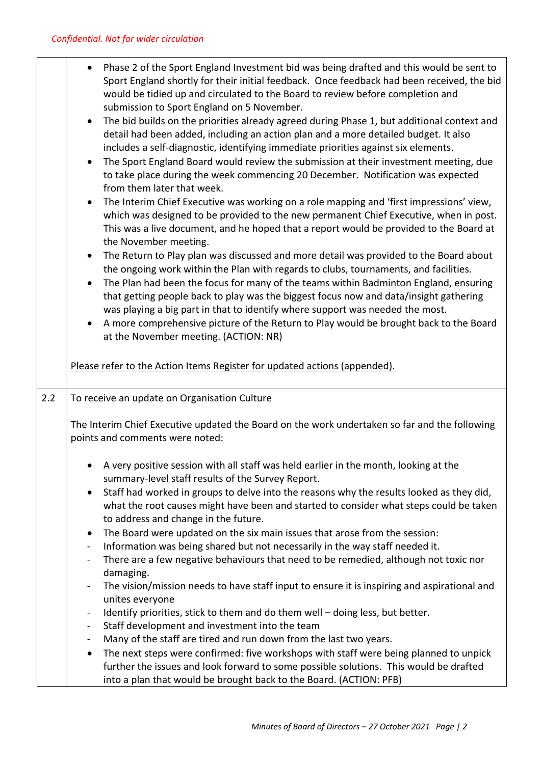*Confidential. Not for wider circulation*

| | |
|---|---|
| | • Phase 2 of the Sport England Investment bid was being drafted and this would be sent to Sport England shortly for their initial feedback. Once feedback had been received, the bid would be tidied up and circulated to the Board to review before completion and submission to Sport England on 5 November.<br>• The bid builds on the priorities already agreed during Phase 1, but additional context and detail had been added, including an action plan and a more detailed budget. It also includes a self-diagnostic, identifying immediate priorities against six elements.<br>• The Sport England Board would review the submission at their investment meeting, due to take place during the week commencing 20 December. Notification was expected from them later that week.<br>• The Interim Chief Executive was working on a role mapping and 'first impressions' view, which was designed to be provided to the new permanent Chief Executive, when in post. This was a live document, and he hoped that a report would be provided to the Board at the November meeting.<br>• The Return to Play plan was discussed and more detail was provided to the Board about the ongoing work within the Plan with regards to clubs, tournaments, and facilities.<br>• The Plan had been the focus for many of the teams within Badminton England, ensuring that getting people back to play was the biggest focus now and data/insight gathering was playing a big part in that to identify where support was needed the most.<br>• A more comprehensive picture of the Return to Play would be brought back to the Board at the November meeting. (ACTION: NR)<br><br><u>Please refer to the Action Items Register for updated actions (appended).</u> |
| 2.2 | To receive an update on Organisation Culture<br><br>The Interim Chief Executive updated the Board on the work undertaken so far and the following points and comments were noted:<br><br>• A very positive session with all staff was held earlier in the month, looking at the summary-level staff results of the Survey Report.<br>• Staff had worked in groups to delve into the reasons why the results looked as they did, what the root causes might have been and started to consider what steps could be taken to address and change in the future.<br>• The Board were updated on the six main issues that arose from the session:<br>- Information was being shared but not necessarily in the way staff needed it.<br>- There are a few negative behaviours that need to be remedied, although not toxic nor damaging.<br>- The vision/mission needs to have staff input to ensure it is inspiring and aspirational and unites everyone<br>- Identify priorities, stick to them and do them well – doing less, but better.<br>- Staff development and investment into the team<br>- Many of the staff are tired and run down from the last two years.<br>• The next steps were confirmed: five workshops with staff were being planned to unpick further the issues and look forward to some possible solutions. This would be drafted into a plan that would be brought back to the Board. (ACTION: PFB) |

*Minutes of Board of Directors – 27 October 2021*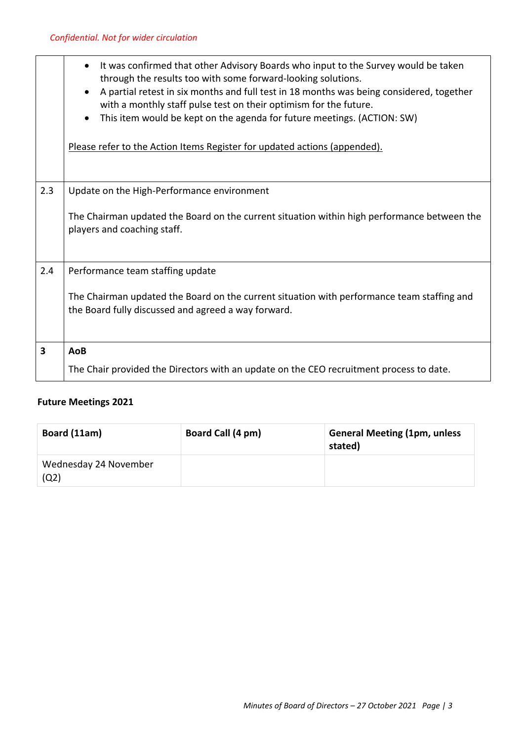*Confidential. Not for wider circulation*

| | |
|---|---|
| | • It was confirmed that other Advisory Boards who input to the Survey would be taken through the results too with some forward-looking solutions. <br> • A partial retest in six months and full test in 18 months was being considered, together with a monthly staff pulse test on their optimism for the future. <br> • This item would be kept on the agenda for future meetings. (ACTION: SW) <br><br> Please refer to the Action Items Register for updated actions (appended). |
| 2.3 | Update on the High-Performance environment <br><br> The Chairman updated the Board on the current situation within high performance between the players and coaching staff. |
| 2.4 | Performance team staffing update <br><br> The Chairman updated the Board on the current situation with performance team staffing and the Board fully discussed and agreed a way forward. |
| **3** | **AoB** <br><br> The Chair provided the Directors with an update on the CEO recruitment process to date. |

**Future Meetings 2021**

| **Board (11am)** | **Board Call (4 pm)** | **General Meeting (1pm, unless stated)** |
|---|---|---|
| Wednesday 24 November (Q2) | | |